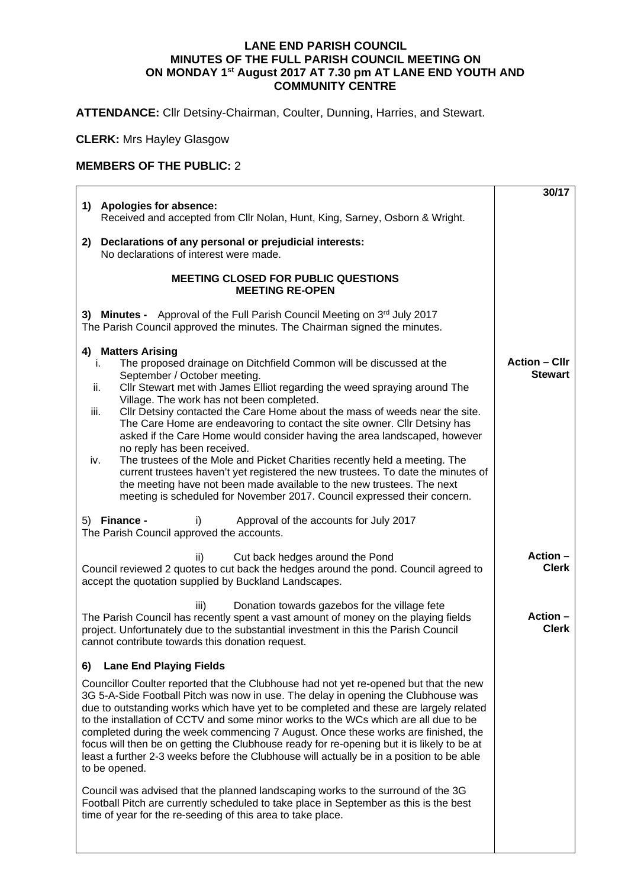**LANE END PARISH COUNCIL**
**MINUTES OF THE FULL PARISH COUNCIL MEETING ON**
**ON MONDAY 1st August 2017 AT 7.30 pm AT LANE END YOUTH AND COMMUNITY CENTRE**

**ATTENDANCE:** Cllr Detsiny-Chairman, Coulter, Dunning, Harries, and Stewart.

**CLERK:** Mrs Hayley Glasgow

**MEMBERS OF THE PUBLIC:** 2

| | **30/17** |
|---|---|
| **1) Apologies for absence:** Received and accepted from Cllr Nolan, Hunt, King, Sarney, Osborn & Wright. | |
| **2) Declarations of any personal or prejudicial interests:** No declarations of interest were made. | |
| **MEETING CLOSED FOR PUBLIC QUESTIONS** **MEETING RE-OPEN** | |
| **3) Minutes -** Approval of the Full Parish Council Meeting on 3rd July 2017 The Parish Council approved the minutes. The Chairman signed the minutes. | |
| **4) Matters Arising** i. The proposed drainage on Ditchfield Common will be discussed at the September / October meeting. ii. Cllr Stewart met with James Elliot regarding the weed spraying around The Village. The work has not been completed. iii. Cllr Detsiny contacted the Care Home about the mass of weeds near the site. The Care Home are endeavoring to contact the site owner. Cllr Detsiny has asked if the Care Home would consider having the area landscaped, however no reply has been received. iv. The trustees of the Mole and Picket Charities recently held a meeting. The current trustees haven't yet registered the new trustees. To date the minutes of the meeting have not been made available to the new trustees. The next meeting is scheduled for November 2017. Council expressed their concern. | **Action – Cllr Stewart** |
| 5) **Finance -** i) Approval of the accounts for July 2017 The Parish Council approved the accounts. | |
| ii) Cut back hedges around the Pond Council reviewed 2 quotes to cut back the hedges around the pond. Council agreed to accept the quotation supplied by Buckland Landscapes. | **Action – Clerk** |
| iii) Donation towards gazebos for the village fete The Parish Council has recently spent a vast amount of money on the playing fields project. Unfortunately due to the substantial investment in this the Parish Council cannot contribute towards this donation request. | **Action – Clerk** |
| **6) Lane End Playing Fields** Councillor Coulter reported that the Clubhouse had not yet re-opened but that the new 3G 5-A-Side Football Pitch was now in use. The delay in opening the Clubhouse was due to outstanding works which have yet to be completed and these are largely related to the installation of CCTV and some minor works to the WCs which are all due to be completed during the week commencing 7 August. Once these works are finished, the focus will then be on getting the Clubhouse ready for re-opening but it is likely to be at least a further 2-3 weeks before the Clubhouse will actually be in a position to be able to be opened. Council was advised that the planned landscaping works to the surround of the 3G Football Pitch are currently scheduled to take place in September as this is the best time of year for the re-seeding of this area to take place. | |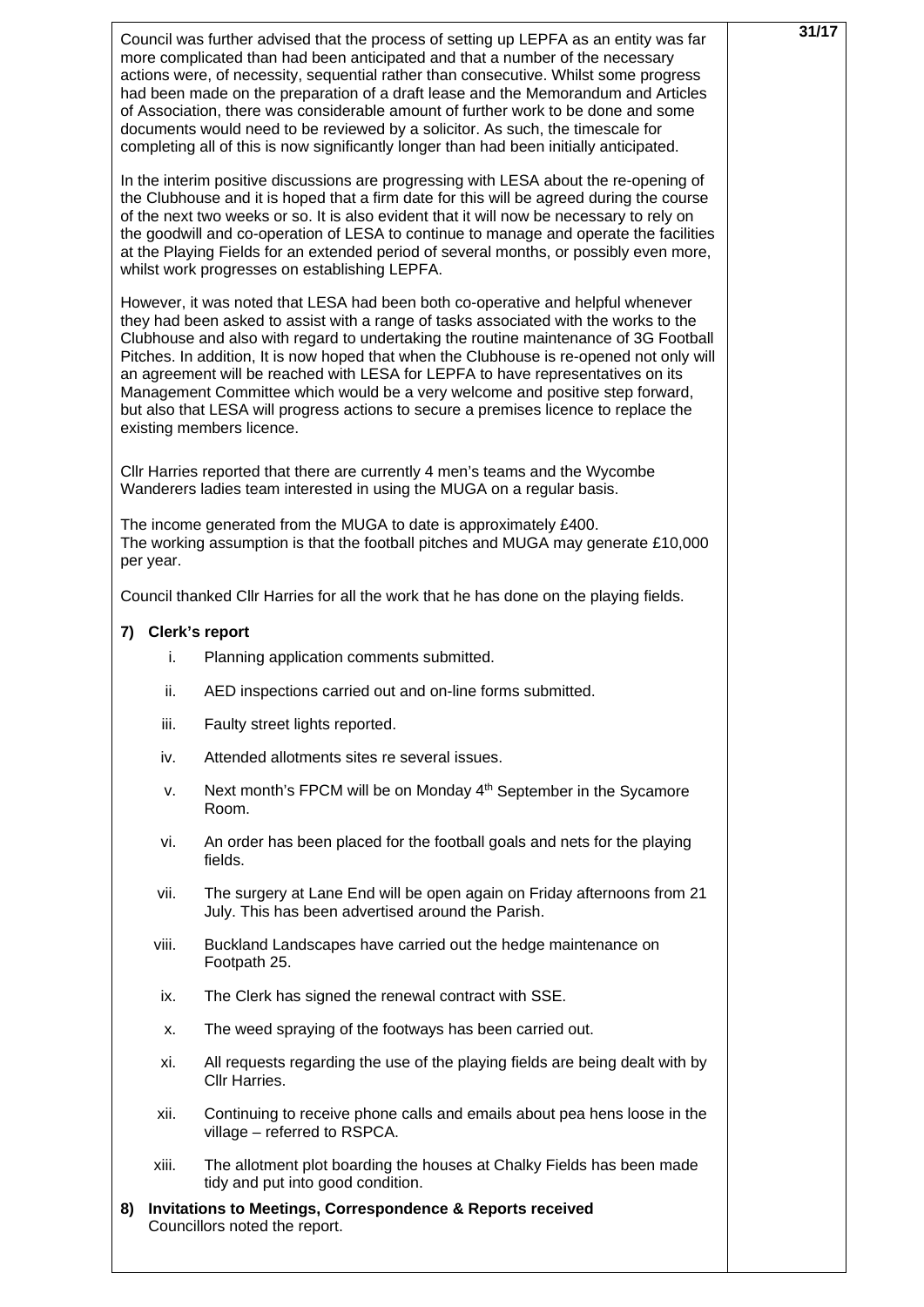Council was further advised that the process of setting up LEPFA as an entity was far more complicated than had been anticipated and that a number of the necessary actions were, of necessity, sequential rather than consecutive. Whilst some progress had been made on the preparation of a draft lease and the Memorandum and Articles of Association, there was considerable amount of further work to be done and some documents would need to be reviewed by a solicitor. As such, the timescale for completing all of this is now significantly longer than had been initially anticipated.

In the interim positive discussions are progressing with LESA about the re-opening of the Clubhouse and it is hoped that a firm date for this will be agreed during the course of the next two weeks or so. It is also evident that it will now be necessary to rely on the goodwill and co-operation of LESA to continue to manage and operate the facilities at the Playing Fields for an extended period of several months, or possibly even more, whilst work progresses on establishing LEPFA.

However, it was noted that LESA had been both co-operative and helpful whenever they had been asked to assist with a range of tasks associated with the works to the Clubhouse and also with regard to undertaking the routine maintenance of 3G Football Pitches. In addition, It is now hoped that when the Clubhouse is re-opened not only will an agreement will be reached with LESA for LEPFA to have representatives on its Management Committee which would be a very welcome and positive step forward, but also that LESA will progress actions to secure a premises licence to replace the existing members licence.

Cllr Harries reported that there are currently 4 men's teams and the Wycombe Wanderers ladies team interested in using the MUGA on a regular basis.

The income generated from the MUGA to date is approximately £400.
The working assumption is that the football pitches and MUGA may generate £10,000 per year.

Council thanked Cllr Harries for all the work that he has done on the playing fields.

**7) Clerk's report**

i. Planning application comments submitted.

ii. AED inspections carried out and on-line forms submitted.

iii. Faulty street lights reported.

iv. Attended allotments sites re several issues.

v. Next month's FPCM will be on Monday 4th September in the Sycamore Room.

vi. An order has been placed for the football goals and nets for the playing fields.

vii. The surgery at Lane End will be open again on Friday afternoons from 21 July. This has been advertised around the Parish.

viii. Buckland Landscapes have carried out the hedge maintenance on Footpath 25.

ix. The Clerk has signed the renewal contract with SSE.

x. The weed spraying of the footways has been carried out.

xi. All requests regarding the use of the playing fields are being dealt with by Cllr Harries.

xii. Continuing to receive phone calls and emails about pea hens loose in the village – referred to RSPCA.

xiii. The allotment plot boarding the houses at Chalky Fields has been made tidy and put into good condition.

**8) Invitations to Meetings, Correspondence & Reports received**
Councillors noted the report.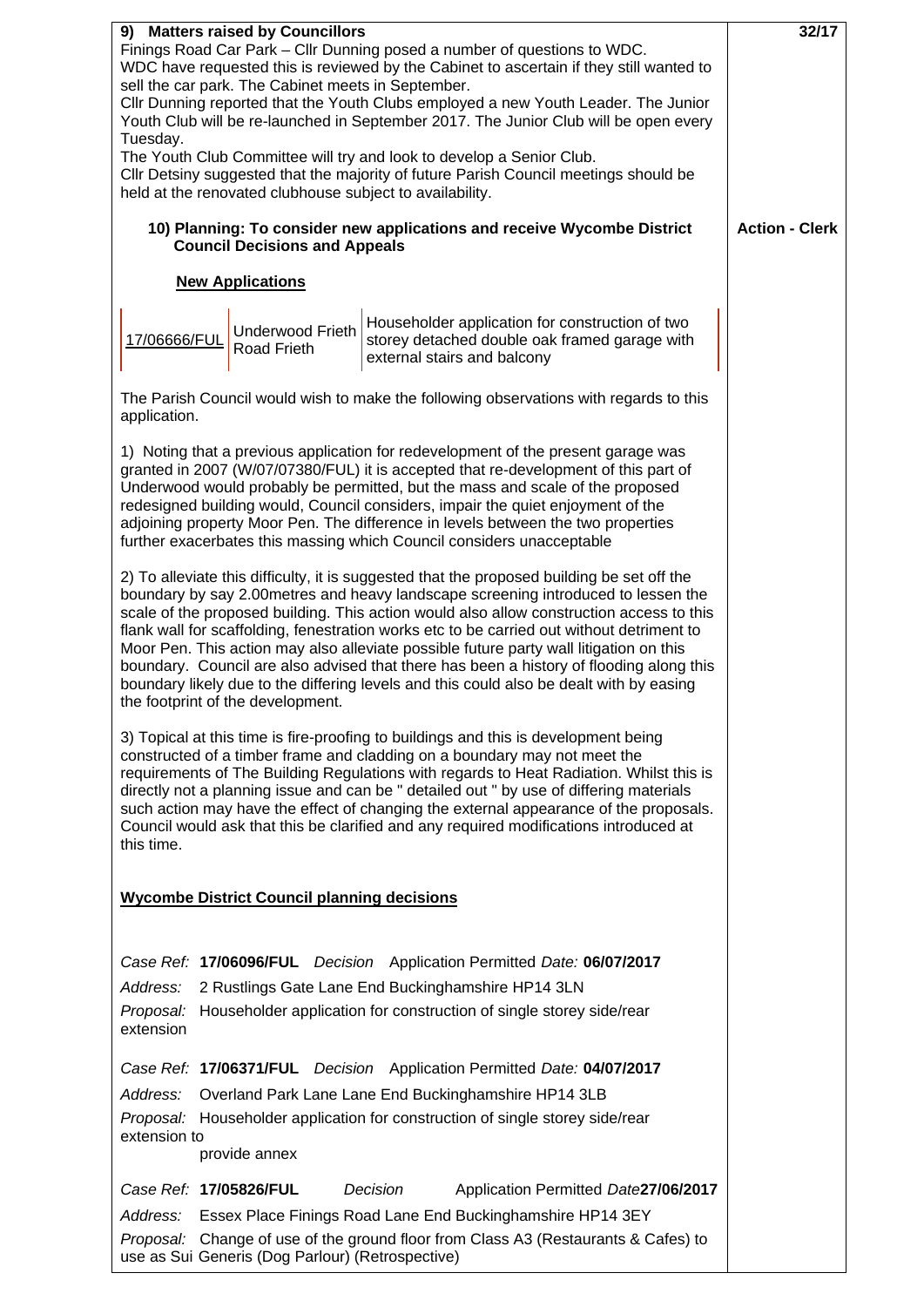**9) Matters raised by Councillors** — 32/17

Finings Road Car Park – Cllr Dunning posed a number of questions to WDC. WDC have requested this is reviewed by the Cabinet to ascertain if they still wanted to sell the car park. The Cabinet meets in September.

Cllr Dunning reported that the Youth Clubs employed a new Youth Leader. The Junior Youth Club will be re-launched in September 2017. The Junior Club will be open every Tuesday.

The Youth Club Committee will try and look to develop a Senior Club.

Cllr Detsiny suggested that the majority of future Parish Council meetings should be held at the renovated clubhouse subject to availability.

**10) Planning: To consider new applications and receive Wycombe District Council Decisions and Appeals** — **Action - Clerk**

**New Applications**

| 17/06666/FUL | Underwood Frieth Road Frieth | Householder application for construction of two storey detached double oak framed garage with external stairs and balcony |
|---|---|---|

The Parish Council would wish to make the following observations with regards to this application.

1) Noting that a previous application for redevelopment of the present garage was granted in 2007 (W/07/07380/FUL) it is accepted that re-development of this part of Underwood would probably be permitted, but the mass and scale of the proposed redesigned building would, Council considers, impair the quiet enjoyment of the adjoining property Moor Pen. The difference in levels between the two properties further exacerbates this massing which Council considers unacceptable

2) To alleviate this difficulty, it is suggested that the proposed building be set off the boundary by say 2.00metres and heavy landscape screening introduced to lessen the scale of the proposed building. This action would also allow construction access to this flank wall for scaffolding, fenestration works etc to be carried out without detriment to Moor Pen. This action may also alleviate possible future party wall litigation on this boundary. Council are also advised that there has been a history of flooding along this boundary likely due to the differing levels and this could also be dealt with by easing the footprint of the development.

3) Topical at this time is fire-proofing to buildings and this is development being constructed of a timber frame and cladding on a boundary may not meet the requirements of The Building Regulations with regards to Heat Radiation. Whilst this is directly not a planning issue and can be " detailed out " by use of differing materials such action may have the effect of changing the external appearance of the proposals. Council would ask that this be clarified and any required modifications introduced at this time.

**Wycombe District Council planning decisions**

*Case Ref:* **17/06096/FUL** *Decision* Application Permitted *Date:* **06/07/2017**
*Address:* 2 Rustlings Gate Lane End Buckinghamshire HP14 3LN
*Proposal:* Householder application for construction of single storey side/rear extension

*Case Ref:* **17/06371/FUL** *Decision* Application Permitted *Date:* **04/07/2017**
*Address:* Overland Park Lane Lane End Buckinghamshire HP14 3LB
*Proposal:* Householder application for construction of single storey side/rear extension to provide annex

*Case Ref:* **17/05826/FUL** *Decision* Application Permitted *Date* **27/06/2017**
*Address:* Essex Place Finings Road Lane End Buckinghamshire HP14 3EY
*Proposal:* Change of use of the ground floor from Class A3 (Restaurants & Cafes) to use as Sui Generis (Dog Parlour) (Retrospective)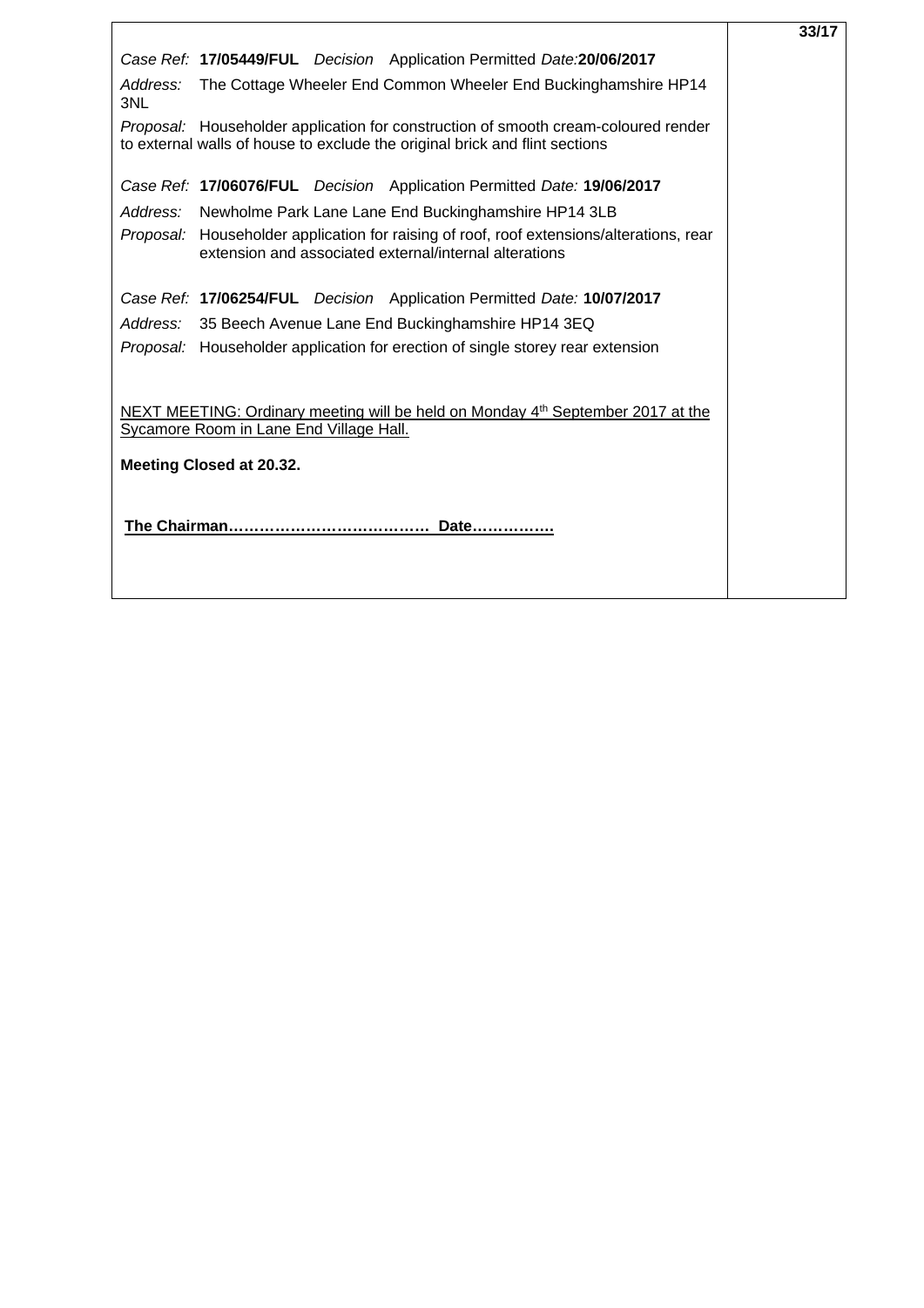33/17

*Case Ref:* **17/05449/FUL** *Decision* Application Permitted *Date:***20/06/2017**

*Address:* The Cottage Wheeler End Common Wheeler End Buckinghamshire HP14 3NL

*Proposal:* Householder application for construction of smooth cream-coloured render to external walls of house to exclude the original brick and flint sections

*Case Ref:* **17/06076/FUL** *Decision* Application Permitted *Date:* **19/06/2017**

*Address:* Newholme Park Lane Lane End Buckinghamshire HP14 3LB

*Proposal:* Householder application for raising of roof, roof extensions/alterations, rear extension and associated external/internal alterations

*Case Ref:* **17/06254/FUL** *Decision* Application Permitted *Date:* **10/07/2017**

*Address:* 35 Beech Avenue Lane End Buckinghamshire HP14 3EQ

*Proposal:* Householder application for erection of single storey rear extension

NEXT MEETING: Ordinary meeting will be held on Monday 4th September 2017 at the Sycamore Room in Lane End Village Hall.

**Meeting Closed at 20.32.**

**The Chairman………………………………… Date…………….**